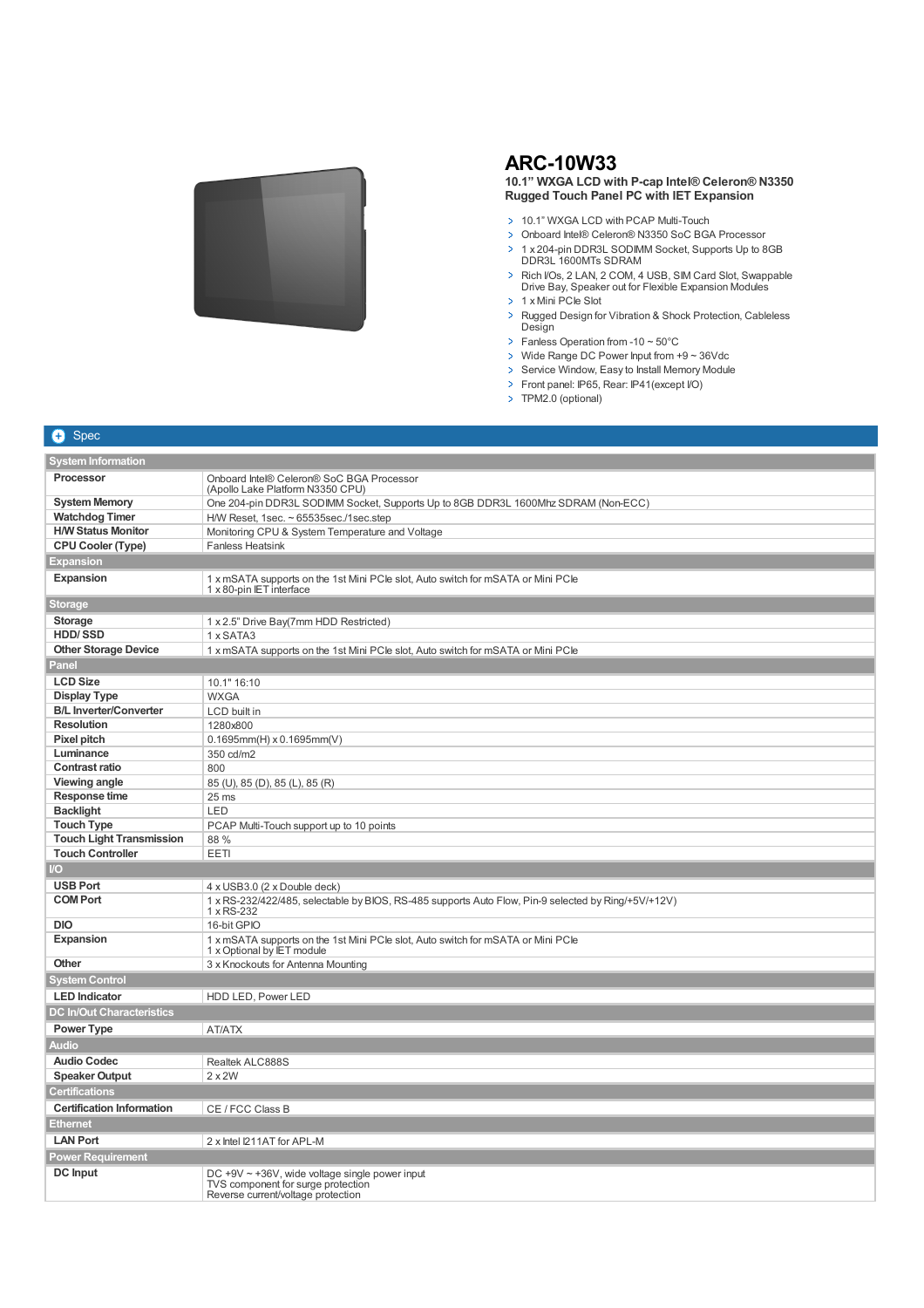# ARC-10W33

**10.1" WXGA LCD with P-cap Intel® Celeron® N3350 Rugged Touch Panel PC with IET Expansion**

- 10.1" WXGA LCD with PCAP Multi-Touch
- Onboard Intel® Celeron® N3350 SoC BGA Processor
- 1 x 204-pin DDR3L SODIMM Socket, Supports Up to 8GB DDR3L 1600MTs SDRAM
- Rich I/Os, 2 LAN, 2 COM, 4 USB, SIM Card Slot, Swappable Drive Bay, Speaker out for Flexible Expansion Modules
- 1 x Mini PCIe Slot
- Rugged Design for Vibration & Shock Protection, Cableless Design
- Fanless Operation from -10 ~ 50°C
- Wide Range DC Power Input from +9 ~ 36Vdc
- Service Window, Easy to Install Memory Module
- Front panel: IP65, Rear: IP41(except I/O)
- TPM2.0 (optional)

## Spec

| | |
|---|---|
| **System Information** | |
| **Processor** | Onboard Intel® Celeron® SoC BGA Processor<br>(Apollo Lake Platform N3350 CPU) |
| **System Memory** | One 204-pin DDR3L SODIMM Socket, Supports Up to 8GB DDR3L 1600Mhz SDRAM (Non-ECC) |
| **Watchdog Timer** | H/W Reset, 1sec. ~ 65535sec./1sec.step |
| **H/W Status Monitor** | Monitoring CPU & System Temperature and Voltage |
| **CPU Cooler (Type)** | Fanless Heatsink |
| **Expansion** | |
| **Expansion** | 1 x mSATA supports on the 1st Mini PCIe slot, Auto switch for mSATA or Mini PCIe<br>1 x 80-pin IET interface |
| **Storage** | |
| **Storage** | 1 x 2.5" Drive Bay(7mm HDD Restricted) |
| **HDD/ SSD** | 1 x SATA3 |
| **Other Storage Device** | 1 x mSATA supports on the 1st Mini PCIe slot, Auto switch for mSATA or Mini PCIe |
| **Panel** | |
| **LCD Size** | 10.1" 16:10 |
| **Display Type** | WXGA |
| **B/L Inverter/Converter** | LCD built in |
| **Resolution** | 1280x800 |
| **Pixel pitch** | 0.1695mm(H) x 0.1695mm(V) |
| **Luminance** | 350 cd/m2 |
| **Contrast ratio** | 800 |
| **Viewing angle** | 85 (U), 85 (D), 85 (L), 85 (R) |
| **Response time** | 25 ms |
| **Backlight** | LED |
| **Touch Type** | PCAP Multi-Touch support up to 10 points |
| **Touch Light Transmission** | 88 % |
| **Touch Controller** | EETI |
| **I/O** | |
| **USB Port** | 4 x USB3.0 (2 x Double deck) |
| **COM Port** | 1 x RS-232/422/485, selectable by BIOS, RS-485 supports Auto Flow, Pin-9 selected by Ring/+5V/+12V)<br>1 x RS-232 |
| **DIO** | 16-bit GPIO |
| **Expansion** | 1 x mSATA supports on the 1st Mini PCIe slot, Auto switch for mSATA or Mini PCIe<br>1 x Optional by IET module |
| **Other** | 3 x Knockouts for Antenna Mounting |
| **System Control** | |
| **LED Indicator** | HDD LED, Power LED |
| **DC In/Out Characteristics** | |
| **Power Type** | AT/ATX |
| **Audio** | |
| **Audio Codec** | Realtek ALC888S |
| **Speaker Output** | 2 x 2W |
| **Certifications** | |
| **Certification Information** | CE / FCC Class B |
| **Ethernet** | |
| **LAN Port** | 2 x Intel I211AT for APL-M |
| **Power Requirement** | |
| **DC Input** | DC +9V ~ +36V, wide voltage single power input<br>TVS component for surge protection<br>Reverse current/voltage protection |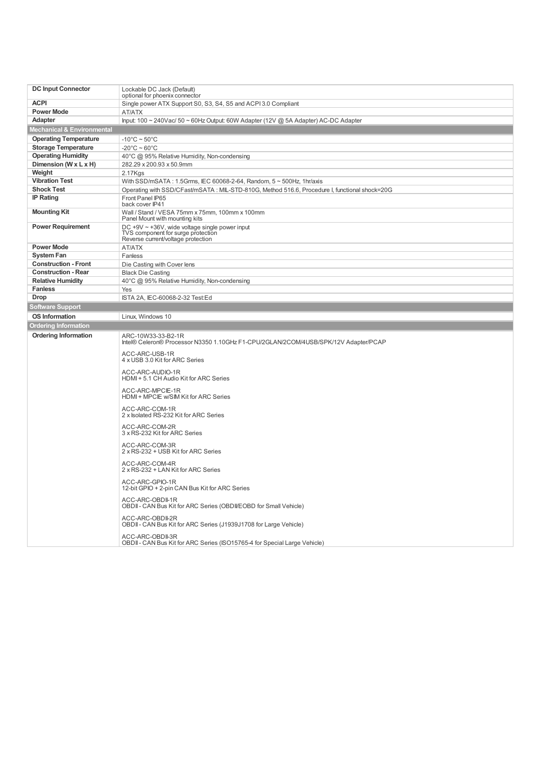| | |
|---|---|
| **DC Input Connector** | Lockable DC Jack (Default)<br>optional for phoenix connector |
| **ACPI** | Single power ATX Support S0, S3, S4, S5 and ACPI 3.0 Compliant |
| **Power Mode** | AT/ATX |
| **Adapter** | Input: 100 ~ 240Vac/ 50 ~ 60Hz Output: 60W Adapter (12V @ 5A Adapter) AC-DC Adapter |
| **Mechanical & Environmental** | |
| **Operating Temperature** | -10°C ~ 50°C |
| **Storage Temperature** | -20°C ~ 60°C |
| **Operating Humidity** | 40°C @ 95% Relative Humidity, Non-condensing |
| **Dimension (W x L x H)** | 282.29 x 200.93 x 50.9mm |
| **Weight** | 2.17Kgs |
| **Vibration Test** | With SSD/mSATA : 1.5Grms, IEC 60068-2-64, Random, 5 ~ 500Hz, 1hr/axis |
| **Shock Test** | Operating with SSD/CFast/mSATA : MIL-STD-810G, Method 516.6, Procedure I, functional shock=20G |
| **IP Rating** | Front Panel IP65<br>back cover IP41 |
| **Mounting Kit** | Wall / Stand / VESA 75mm x 75mm, 100mm x 100mm<br>Panel Mount with mounting kits |
| **Power Requirement** | DC +9V ~ +36V, wide voltage single power input<br>TVS component for surge protection<br>Reverse current/voltage protection |
| **Power Mode** | AT/ATX |
| **System Fan** | Fanless |
| **Construction - Front** | Die Casting with Cover lens |
| **Construction - Rear** | Black Die Casting |
| **Relative Humidity** | 40°C @ 95% Relative Humidity, Non-condensing |
| **Fanless** | Yes |
| **Drop** | ISTA 2A, IEC-60068-2-32 Test:Ed |
| **Software Support** | |
| **OS Information** | Linux, Windows 10 |
| **Ordering Information** | |
| **Ordering Information** | ARC-10W33-33-B2-1R<br>Intel® Celeron® Processor N3350 1.10GHz F1-CPU/2GLAN/2COM/4USB/SPK/12V Adapter/PCAP<br><br>ACC-ARC-USB-1R<br>4 x USB 3.0 Kit for ARC Series<br><br>ACC-ARC-AUDIO-1R<br>HDMI + 5.1 CH Audio Kit for ARC Series<br><br>ACC-ARC-MPCIE-1R<br>HDMI + MPCIE w/SIM Kit for ARC Series<br><br>ACC-ARC-COM-1R<br>2 x Isolated RS-232 Kit for ARC Series<br><br>ACC-ARC-COM-2R<br>3 x RS-232 Kit for ARC Series<br><br>ACC-ARC-COM-3R<br>2 x RS-232 + USB Kit for ARC Series<br><br>ACC-ARC-COM-4R<br>2 x RS-232 + LAN Kit for ARC Series<br><br>ACC-ARC-GPIO-1R<br>12-bit GPIO + 2-pin CAN Bus Kit for ARC Series<br><br>ACC-ARC-OBDII-1R<br>OBDII - CAN Bus Kit for ARC Series (OBDII/EOBD for Small Vehicle)<br><br>ACC-ARC-OBDII-2R<br>OBDII - CAN Bus Kit for ARC Series (J1939J1708 for Large Vehicle)<br><br>ACC-ARC-OBDII-3R<br>OBDII - CAN Bus Kit for ARC Series (ISO15765-4 for Special Large Vehicle) |